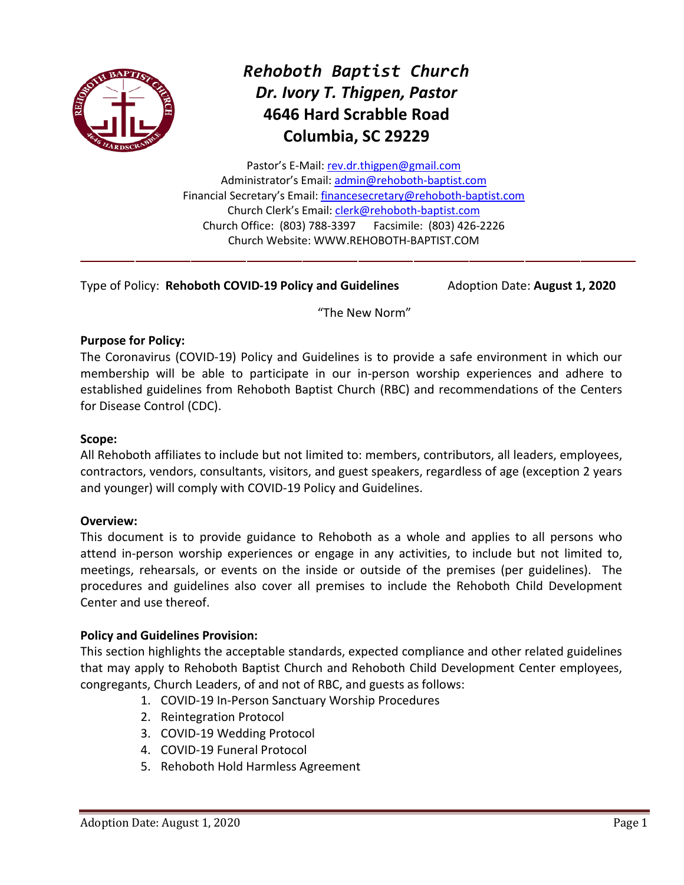# *Rehoboth Baptist Church*
## *Dr. Ivory T. Thigpen, Pastor*
## 4646 Hard Scrabble Road
## Columbia, SC 29229

Pastor's E-Mail: rev.dr.thigpen@gmail.com
Administrator's Email: admin@rehoboth-baptist.com
Financial Secretary's Email: financesecretary@rehoboth-baptist.com
Church Clerk's Email: clerk@rehoboth-baptist.com
Church Office: (803) 788-3397 Facsimile: (803) 426-2226
Church Website: WWW.REHOBOTH-BAPTIST.COM

---

Type of Policy: **Rehoboth COVID-19 Policy and Guidelines** Adoption Date: **August 1, 2020**

"The New Norm"

**Purpose for Policy:**
The Coronavirus (COVID-19) Policy and Guidelines is to provide a safe environment in which our membership will be able to participate in our in-person worship experiences and adhere to established guidelines from Rehoboth Baptist Church (RBC) and recommendations of the Centers for Disease Control (CDC).

**Scope:**
All Rehoboth affiliates to include but not limited to: members, contributors, all leaders, employees, contractors, vendors, consultants, visitors, and guest speakers, regardless of age (exception 2 years and younger) will comply with COVID-19 Policy and Guidelines.

**Overview:**
This document is to provide guidance to Rehoboth as a whole and applies to all persons who attend in-person worship experiences or engage in any activities, to include but not limited to, meetings, rehearsals, or events on the inside or outside of the premises (per guidelines). The procedures and guidelines also cover all premises to include the Rehoboth Child Development Center and use thereof.

**Policy and Guidelines Provision:**
This section highlights the acceptable standards, expected compliance and other related guidelines that may apply to Rehoboth Baptist Church and Rehoboth Child Development Center employees, congregants, Church Leaders, of and not of RBC, and guests as follows:

1. COVID-19 In-Person Sanctuary Worship Procedures
2. Reintegration Protocol
3. COVID-19 Wedding Protocol
4. COVID-19 Funeral Protocol
5. Rehoboth Hold Harmless Agreement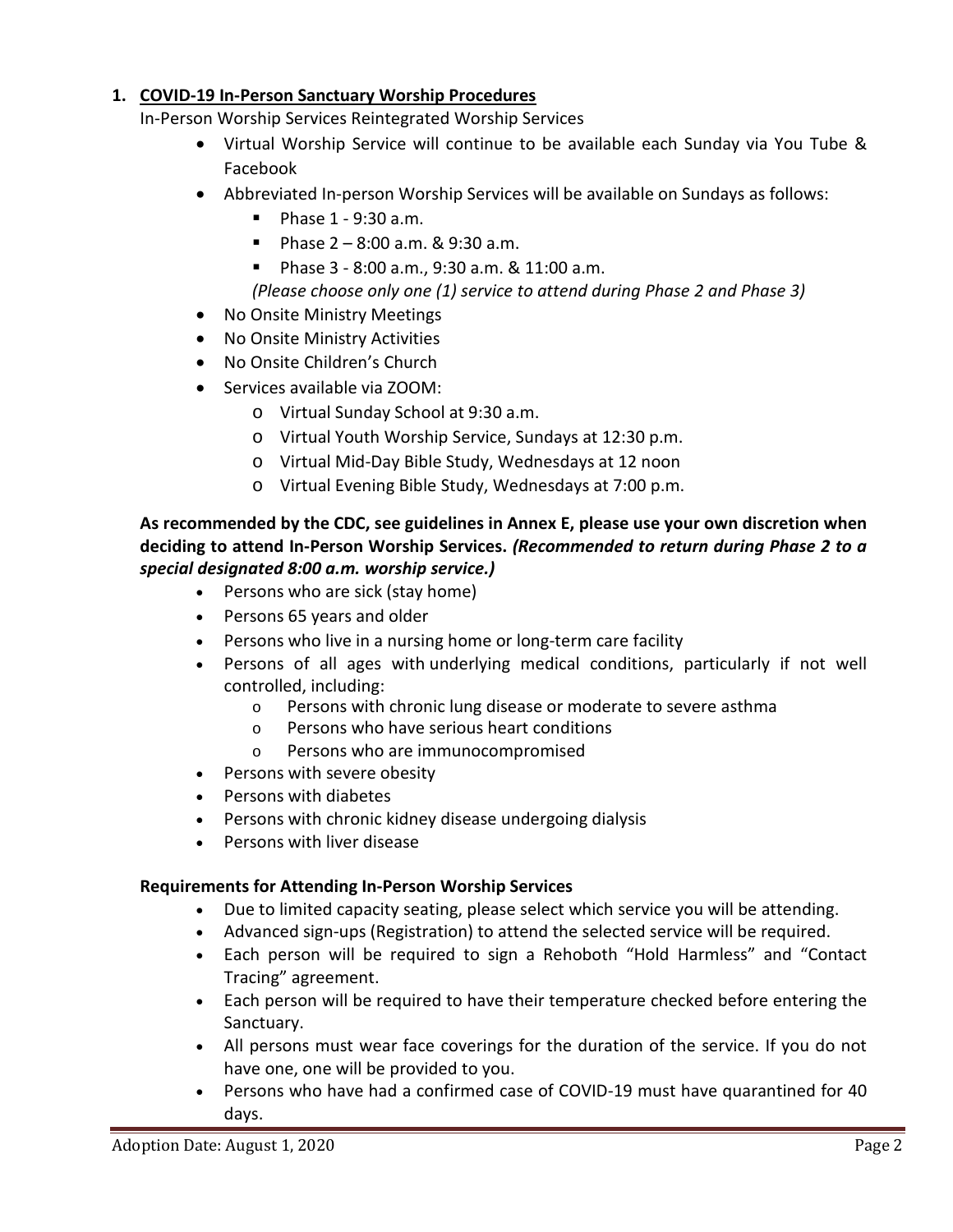## 1. COVID-19 In-Person Sanctuary Worship Procedures

In-Person Worship Services Reintegrated Worship Services

- Virtual Worship Service will continue to be available each Sunday via You Tube & Facebook
- Abbreviated In-person Worship Services will be available on Sundays as follows:
  - Phase 1 - 9:30 a.m.
  - Phase 2 – 8:00 a.m. & 9:30 a.m.
  - Phase 3 - 8:00 a.m., 9:30 a.m. & 11:00 a.m.

  *(Please choose only one (1) service to attend during Phase 2 and Phase 3)*
- No Onsite Ministry Meetings
- No Onsite Ministry Activities
- No Onsite Children's Church
- Services available via ZOOM:
  - Virtual Sunday School at 9:30 a.m.
  - Virtual Youth Worship Service, Sundays at 12:30 p.m.
  - Virtual Mid-Day Bible Study, Wednesdays at 12 noon
  - Virtual Evening Bible Study, Wednesdays at 7:00 p.m.

**As recommended by the CDC, see guidelines in Annex E, please use your own discretion when deciding to attend In-Person Worship Services.** ***(Recommended to return during Phase 2 to a special designated 8:00 a.m. worship service.)***

- Persons who are sick (stay home)
- Persons 65 years and older
- Persons who live in a nursing home or long-term care facility
- Persons of all ages with underlying medical conditions, particularly if not well controlled, including:
  - Persons with chronic lung disease or moderate to severe asthma
  - Persons who have serious heart conditions
  - Persons who are immunocompromised
- Persons with severe obesity
- Persons with diabetes
- Persons with chronic kidney disease undergoing dialysis
- Persons with liver disease

**Requirements for Attending In-Person Worship Services**

- Due to limited capacity seating, please select which service you will be attending.
- Advanced sign-ups (Registration) to attend the selected service will be required.
- Each person will be required to sign a Rehoboth "Hold Harmless" and "Contact Tracing" agreement.
- Each person will be required to have their temperature checked before entering the Sanctuary.
- All persons must wear face coverings for the duration of the service. If you do not have one, one will be provided to you.
- Persons who have had a confirmed case of COVID-19 must have quarantined for 40 days.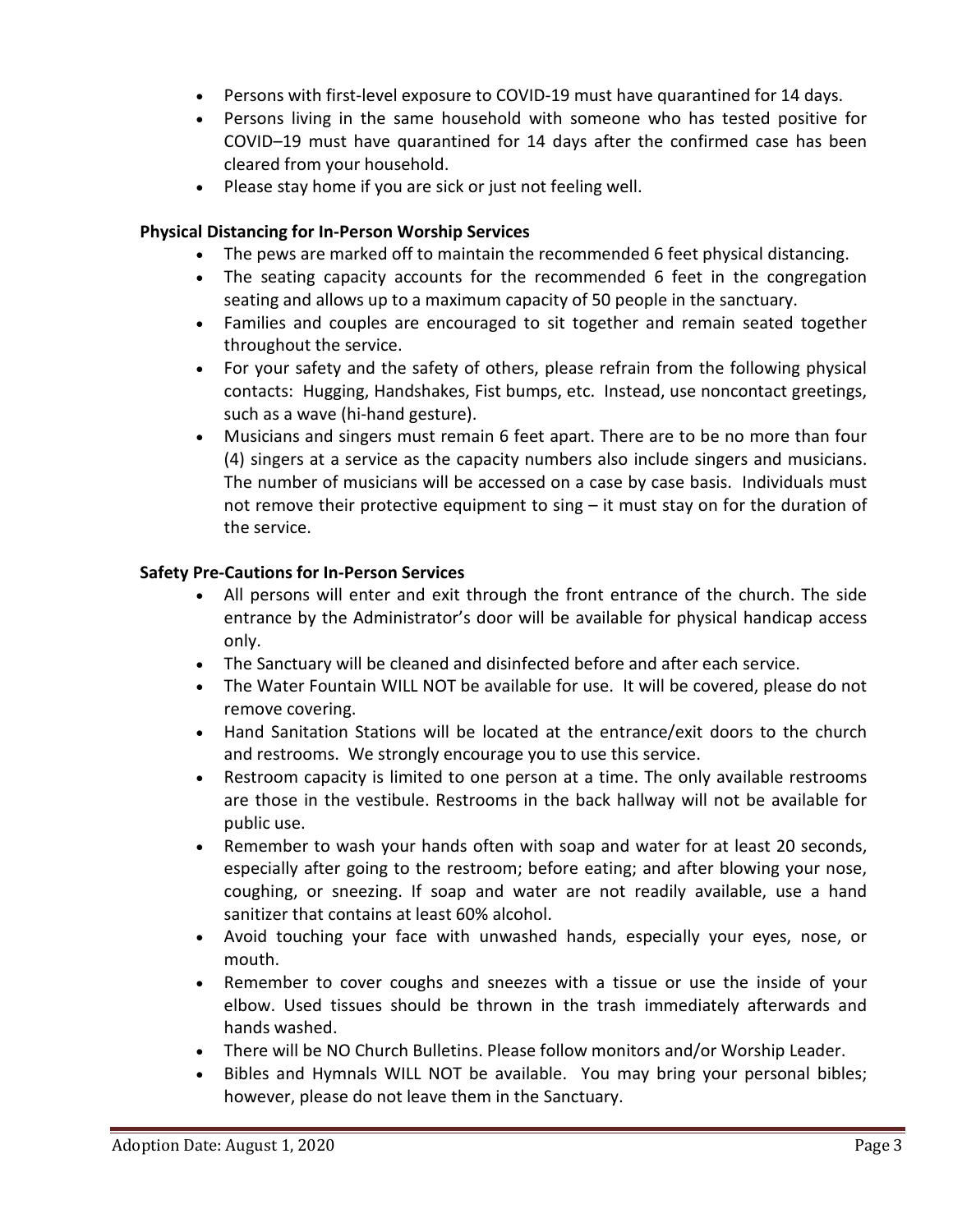- Persons with first-level exposure to COVID-19 must have quarantined for 14 days.
- Persons living in the same household with someone who has tested positive for COVID–19 must have quarantined for 14 days after the confirmed case has been cleared from your household.
- Please stay home if you are sick or just not feeling well.

**Physical Distancing for In-Person Worship Services**

- The pews are marked off to maintain the recommended 6 feet physical distancing.
- The seating capacity accounts for the recommended 6 feet in the congregation seating and allows up to a maximum capacity of 50 people in the sanctuary.
- Families and couples are encouraged to sit together and remain seated together throughout the service.
- For your safety and the safety of others, please refrain from the following physical contacts: Hugging, Handshakes, Fist bumps, etc. Instead, use noncontact greetings, such as a wave (hi-hand gesture).
- Musicians and singers must remain 6 feet apart. There are to be no more than four (4) singers at a service as the capacity numbers also include singers and musicians. The number of musicians will be accessed on a case by case basis. Individuals must not remove their protective equipment to sing – it must stay on for the duration of the service.

**Safety Pre-Cautions for In-Person Services**

- All persons will enter and exit through the front entrance of the church. The side entrance by the Administrator's door will be available for physical handicap access only.
- The Sanctuary will be cleaned and disinfected before and after each service.
- The Water Fountain WILL NOT be available for use. It will be covered, please do not remove covering.
- Hand Sanitation Stations will be located at the entrance/exit doors to the church and restrooms. We strongly encourage you to use this service.
- Restroom capacity is limited to one person at a time. The only available restrooms are those in the vestibule. Restrooms in the back hallway will not be available for public use.
- Remember to wash your hands often with soap and water for at least 20 seconds, especially after going to the restroom; before eating; and after blowing your nose, coughing, or sneezing. If soap and water are not readily available, use a hand sanitizer that contains at least 60% alcohol.
- Avoid touching your face with unwashed hands, especially your eyes, nose, or mouth.
- Remember to cover coughs and sneezes with a tissue or use the inside of your elbow. Used tissues should be thrown in the trash immediately afterwards and hands washed.
- There will be NO Church Bulletins. Please follow monitors and/or Worship Leader.
- Bibles and Hymnals WILL NOT be available. You may bring your personal bibles; however, please do not leave them in the Sanctuary.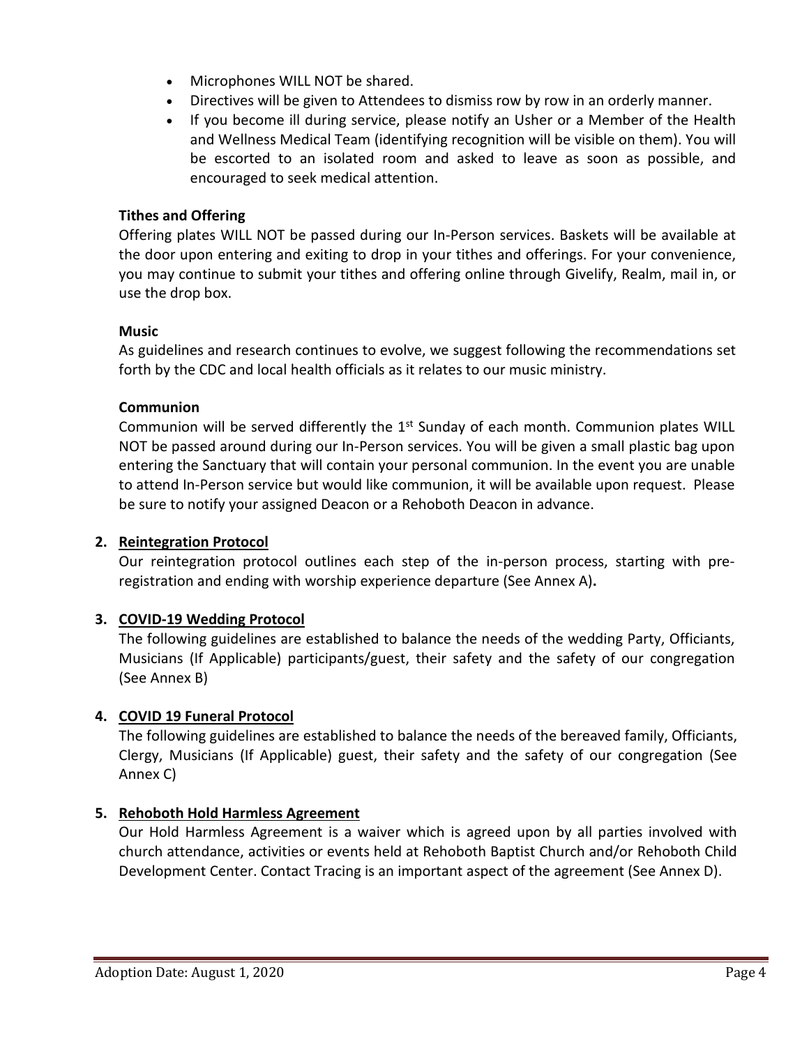- Microphones WILL NOT be shared.
- Directives will be given to Attendees to dismiss row by row in an orderly manner.
- If you become ill during service, please notify an Usher or a Member of the Health and Wellness Medical Team (identifying recognition will be visible on them). You will be escorted to an isolated room and asked to leave as soon as possible, and encouraged to seek medical attention.

**Tithes and Offering**

Offering plates WILL NOT be passed during our In-Person services. Baskets will be available at the door upon entering and exiting to drop in your tithes and offerings. For your convenience, you may continue to submit your tithes and offering online through Givelify, Realm, mail in, or use the drop box.

**Music**

As guidelines and research continues to evolve, we suggest following the recommendations set forth by the CDC and local health officials as it relates to our music ministry.

**Communion**

Communion will be served differently the 1st Sunday of each month. Communion plates WILL NOT be passed around during our In-Person services. You will be given a small plastic bag upon entering the Sanctuary that will contain your personal communion. In the event you are unable to attend In-Person service but would like communion, it will be available upon request. Please be sure to notify your assigned Deacon or a Rehoboth Deacon in advance.

2. **Reintegration Protocol**

   Our reintegration protocol outlines each step of the in-person process, starting with pre-registration and ending with worship experience departure (See Annex A)**.**

3. **COVID-19 Wedding Protocol**

   The following guidelines are established to balance the needs of the wedding Party, Officiants, Musicians (If Applicable) participants/guest, their safety and the safety of our congregation (See Annex B)

4. **COVID 19 Funeral Protocol**

   The following guidelines are established to balance the needs of the bereaved family, Officiants, Clergy, Musicians (If Applicable) guest, their safety and the safety of our congregation (See Annex C)

5. **Rehoboth Hold Harmless Agreement**

   Our Hold Harmless Agreement is a waiver which is agreed upon by all parties involved with church attendance, activities or events held at Rehoboth Baptist Church and/or Rehoboth Child Development Center. Contact Tracing is an important aspect of the agreement (See Annex D).

Adoption Date: August 1, 2020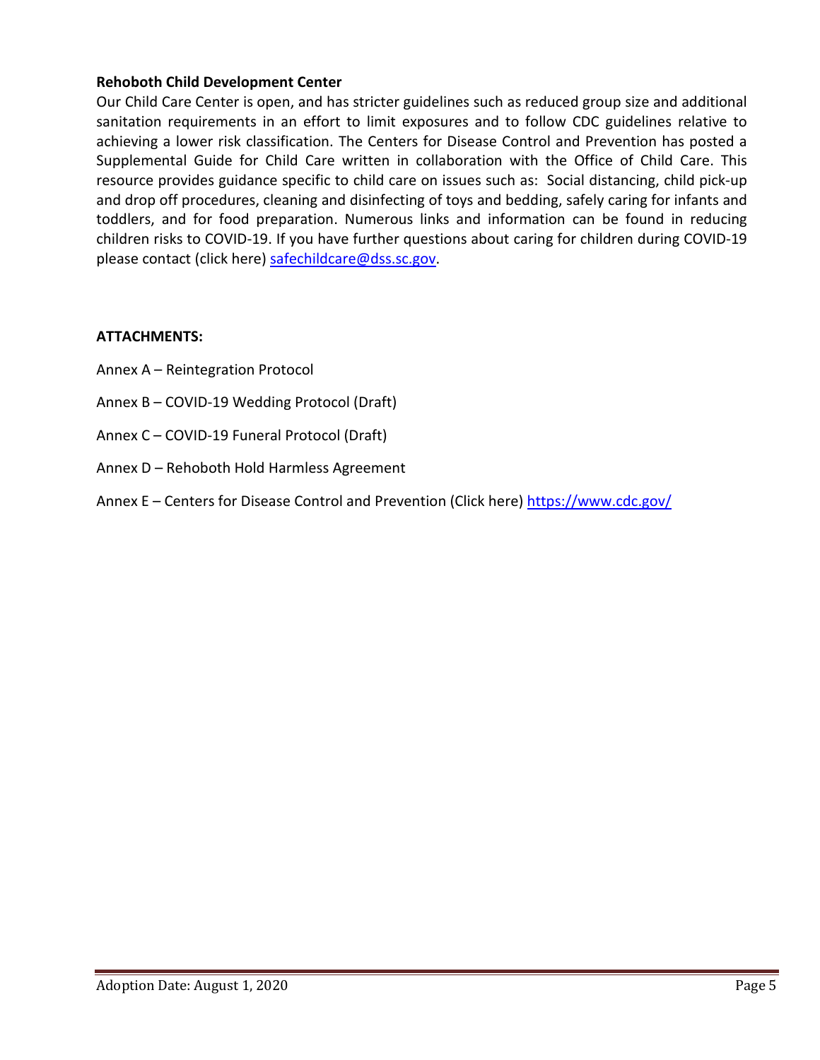**Rehoboth Child Development Center**

Our Child Care Center is open, and has stricter guidelines such as reduced group size and additional sanitation requirements in an effort to limit exposures and to follow CDC guidelines relative to achieving a lower risk classification. The Centers for Disease Control and Prevention has posted a Supplemental Guide for Child Care written in collaboration with the Office of Child Care. This resource provides guidance specific to child care on issues such as: Social distancing, child pick-up and drop off procedures, cleaning and disinfecting of toys and bedding, safely caring for infants and toddlers, and for food preparation. Numerous links and information can be found in reducing children risks to COVID-19. If you have further questions about caring for children during COVID-19 please contact (click here) [safechildcare@dss.sc.gov](mailto:safechildcare@dss.sc.gov).

**ATTACHMENTS:**

Annex A – Reintegration Protocol

Annex B – COVID-19 Wedding Protocol (Draft)

Annex C – COVID-19 Funeral Protocol (Draft)

Annex D – Rehoboth Hold Harmless Agreement

Annex E – Centers for Disease Control and Prevention (Click here) [https://www.cdc.gov/](https://www.cdc.gov/)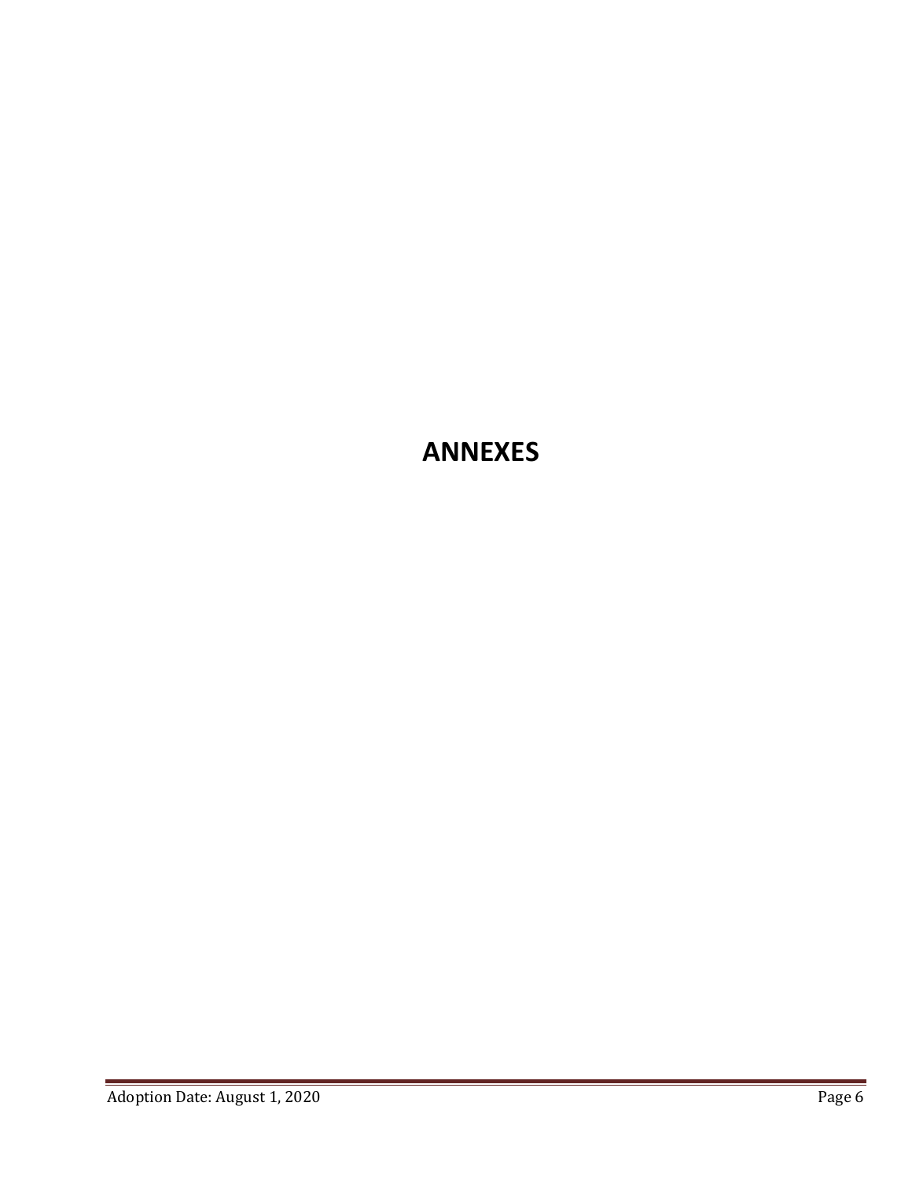# ANNEXES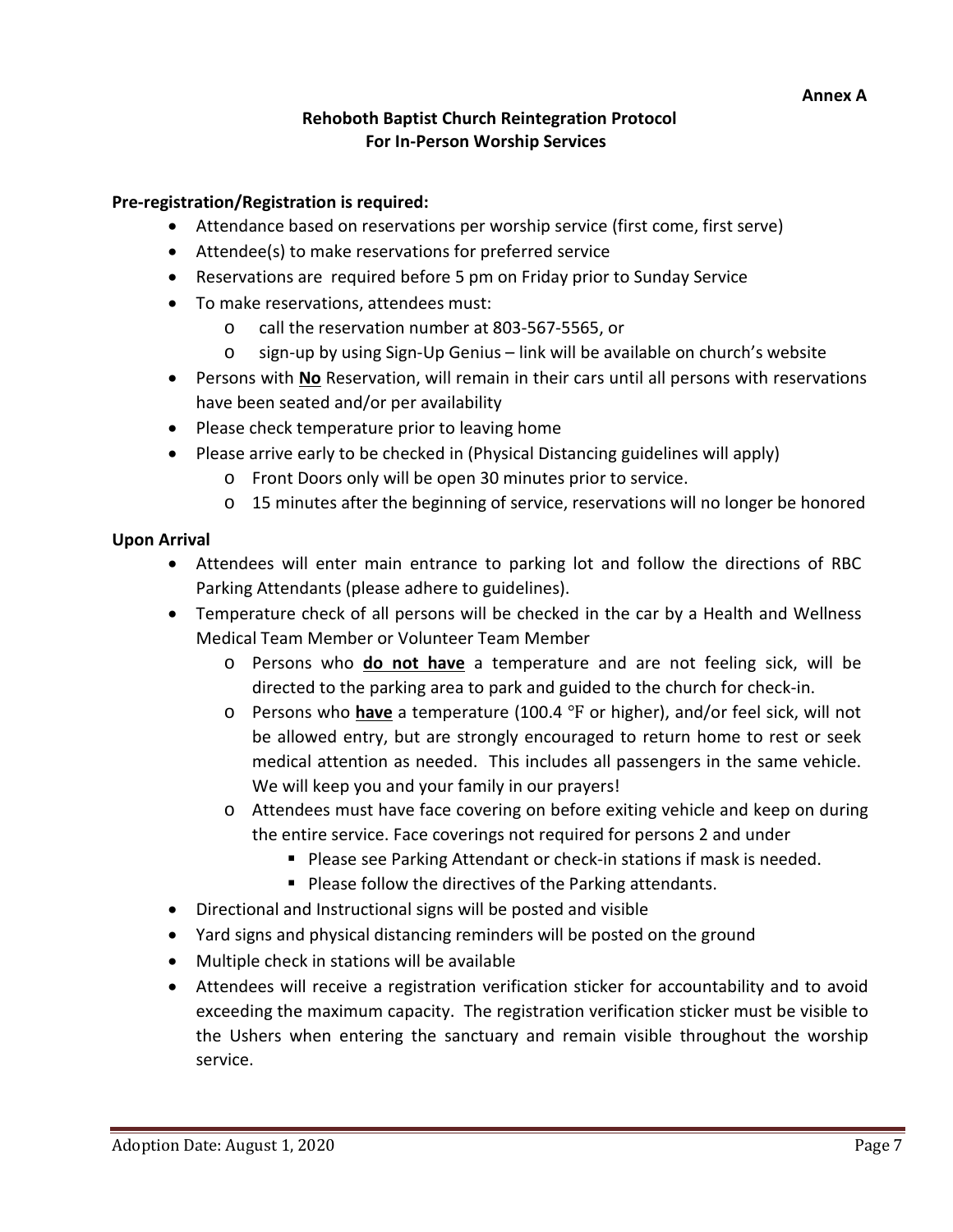**Annex A**

# Rehoboth Baptist Church Reintegration Protocol For In-Person Worship Services

**Pre-registration/Registration is required:**

- Attendance based on reservations per worship service (first come, first serve)
- Attendee(s) to make reservations for preferred service
- Reservations are required before 5 pm on Friday prior to Sunday Service
- To make reservations, attendees must:
  - call the reservation number at 803-567-5565, or
  - sign-up by using Sign-Up Genius – link will be available on church's website
- Persons with **<u>No</u>** Reservation, will remain in their cars until all persons with reservations have been seated and/or per availability
- Please check temperature prior to leaving home
- Please arrive early to be checked in (Physical Distancing guidelines will apply)
  - Front Doors only will be open 30 minutes prior to service.
  - 15 minutes after the beginning of service, reservations will no longer be honored

**Upon Arrival**

- Attendees will enter main entrance to parking lot and follow the directions of RBC Parking Attendants (please adhere to guidelines).
- Temperature check of all persons will be checked in the car by a Health and Wellness Medical Team Member or Volunteer Team Member
  - Persons who **<u>do not have</u>** a temperature and are not feeling sick, will be directed to the parking area to park and guided to the church for check-in.
  - Persons who **<u>have</u>** a temperature (100.4 °F or higher), and/or feel sick, will not be allowed entry, but are strongly encouraged to return home to rest or seek medical attention as needed. This includes all passengers in the same vehicle. We will keep you and your family in our prayers!
  - Attendees must have face covering on before exiting vehicle and keep on during the entire service. Face coverings not required for persons 2 and under
    - Please see Parking Attendant or check-in stations if mask is needed.
    - Please follow the directives of the Parking attendants.
- Directional and Instructional signs will be posted and visible
- Yard signs and physical distancing reminders will be posted on the ground
- Multiple check in stations will be available
- Attendees will receive a registration verification sticker for accountability and to avoid exceeding the maximum capacity. The registration verification sticker must be visible to the Ushers when entering the sanctuary and remain visible throughout the worship service.

Adoption Date: August 1, 2020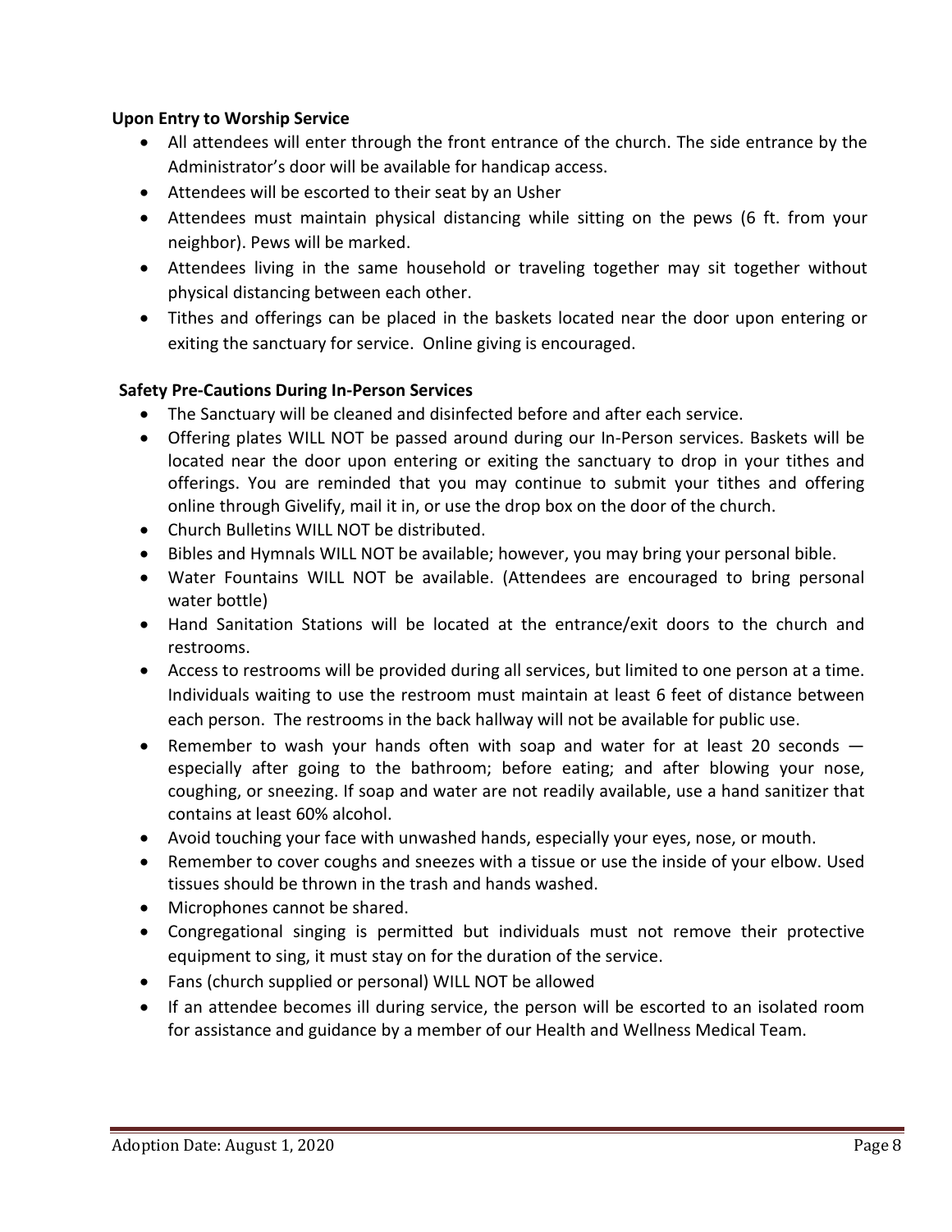**Upon Entry to Worship Service**

- All attendees will enter through the front entrance of the church. The side entrance by the Administrator's door will be available for handicap access.
- Attendees will be escorted to their seat by an Usher
- Attendees must maintain physical distancing while sitting on the pews (6 ft. from your neighbor). Pews will be marked.
- Attendees living in the same household or traveling together may sit together without physical distancing between each other.
- Tithes and offerings can be placed in the baskets located near the door upon entering or exiting the sanctuary for service. Online giving is encouraged.

**Safety Pre-Cautions During In-Person Services**

- The Sanctuary will be cleaned and disinfected before and after each service.
- Offering plates WILL NOT be passed around during our In-Person services. Baskets will be located near the door upon entering or exiting the sanctuary to drop in your tithes and offerings. You are reminded that you may continue to submit your tithes and offering online through Givelify, mail it in, or use the drop box on the door of the church.
- Church Bulletins WILL NOT be distributed.
- Bibles and Hymnals WILL NOT be available; however, you may bring your personal bible.
- Water Fountains WILL NOT be available. (Attendees are encouraged to bring personal water bottle)
- Hand Sanitation Stations will be located at the entrance/exit doors to the church and restrooms.
- Access to restrooms will be provided during all services, but limited to one person at a time. Individuals waiting to use the restroom must maintain at least 6 feet of distance between each person. The restrooms in the back hallway will not be available for public use.
- Remember to wash your hands often with soap and water for at least 20 seconds — especially after going to the bathroom; before eating; and after blowing your nose, coughing, or sneezing. If soap and water are not readily available, use a hand sanitizer that contains at least 60% alcohol.
- Avoid touching your face with unwashed hands, especially your eyes, nose, or mouth.
- Remember to cover coughs and sneezes with a tissue or use the inside of your elbow. Used tissues should be thrown in the trash and hands washed.
- Microphones cannot be shared.
- Congregational singing is permitted but individuals must not remove their protective equipment to sing, it must stay on for the duration of the service.
- Fans (church supplied or personal) WILL NOT be allowed
- If an attendee becomes ill during service, the person will be escorted to an isolated room for assistance and guidance by a member of our Health and Wellness Medical Team.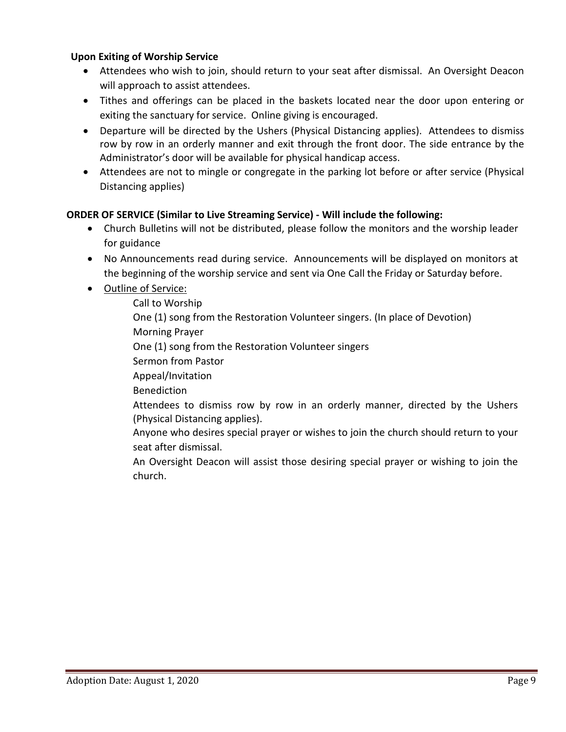**Upon Exiting of Worship Service**

- Attendees who wish to join, should return to your seat after dismissal. An Oversight Deacon will approach to assist attendees.
- Tithes and offerings can be placed in the baskets located near the door upon entering or exiting the sanctuary for service. Online giving is encouraged.
- Departure will be directed by the Ushers (Physical Distancing applies). Attendees to dismiss row by row in an orderly manner and exit through the front door. The side entrance by the Administrator's door will be available for physical handicap access.
- Attendees are not to mingle or congregate in the parking lot before or after service (Physical Distancing applies)

**ORDER OF SERVICE (Similar to Live Streaming Service) - Will include the following:**

- Church Bulletins will not be distributed, please follow the monitors and the worship leader for guidance
- No Announcements read during service. Announcements will be displayed on monitors at the beginning of the worship service and sent via One Call the Friday or Saturday before.
- <u>Outline of Service:</u>

  Call to Worship

  One (1) song from the Restoration Volunteer singers. (In place of Devotion)

  Morning Prayer

  One (1) song from the Restoration Volunteer singers

  Sermon from Pastor

  Appeal/Invitation

  Benediction

  Attendees to dismiss row by row in an orderly manner, directed by the Ushers (Physical Distancing applies).

  Anyone who desires special prayer or wishes to join the church should return to your seat after dismissal.

  An Oversight Deacon will assist those desiring special prayer or wishing to join the church.

Adoption Date: August 1, 2020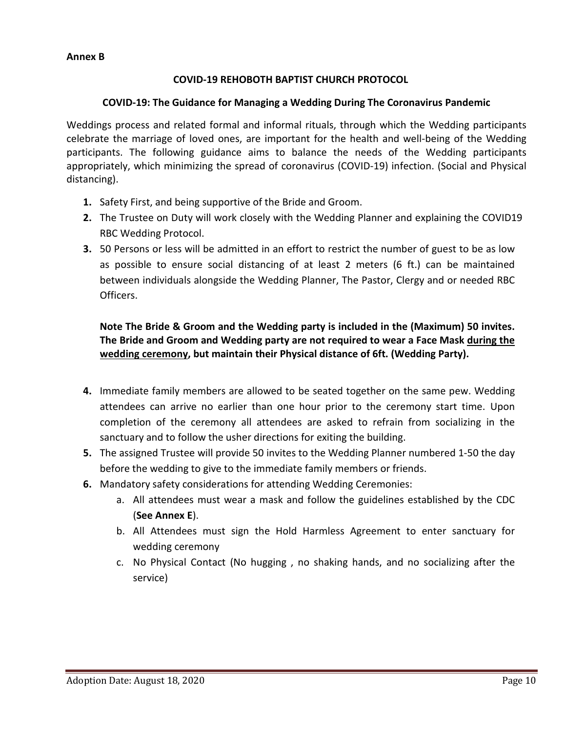**Annex B**

## COVID-19 REHOBOTH BAPTIST CHURCH PROTOCOL

### COVID-19: The Guidance for Managing a Wedding During The Coronavirus Pandemic

Weddings process and related formal and informal rituals, through which the Wedding participants celebrate the marriage of loved ones, are important for the health and well-being of the Wedding participants. The following guidance aims to balance the needs of the Wedding participants appropriately, which minimizing the spread of coronavirus (COVID-19) infection. (Social and Physical distancing).

1. Safety First, and being supportive of the Bride and Groom.
2. The Trustee on Duty will work closely with the Wedding Planner and explaining the COVID19 RBC Wedding Protocol.
3. 50 Persons or less will be admitted in an effort to restrict the number of guest to be as low as possible to ensure social distancing of at least 2 meters (6 ft.) can be maintained between individuals alongside the Wedding Planner, The Pastor, Clergy and or needed RBC Officers.

   **Note The Bride & Groom and the Wedding party is included in the (Maximum) 50 invites. The Bride and Groom and Wedding party are not required to wear a Face Mask <u>during the wedding ceremony</u>, but maintain their Physical distance of 6ft. (Wedding Party).**

4. Immediate family members are allowed to be seated together on the same pew. Wedding attendees can arrive no earlier than one hour prior to the ceremony start time. Upon completion of the ceremony all attendees are asked to refrain from socializing in the sanctuary and to follow the usher directions for exiting the building.
5. The assigned Trustee will provide 50 invites to the Wedding Planner numbered 1-50 the day before the wedding to give to the immediate family members or friends.
6. Mandatory safety considerations for attending Wedding Ceremonies:
   a. All attendees must wear a mask and follow the guidelines established by the CDC (**See Annex E**).
   b. All Attendees must sign the Hold Harmless Agreement to enter sanctuary for wedding ceremony
   c. No Physical Contact (No hugging , no shaking hands, and no socializing after the service)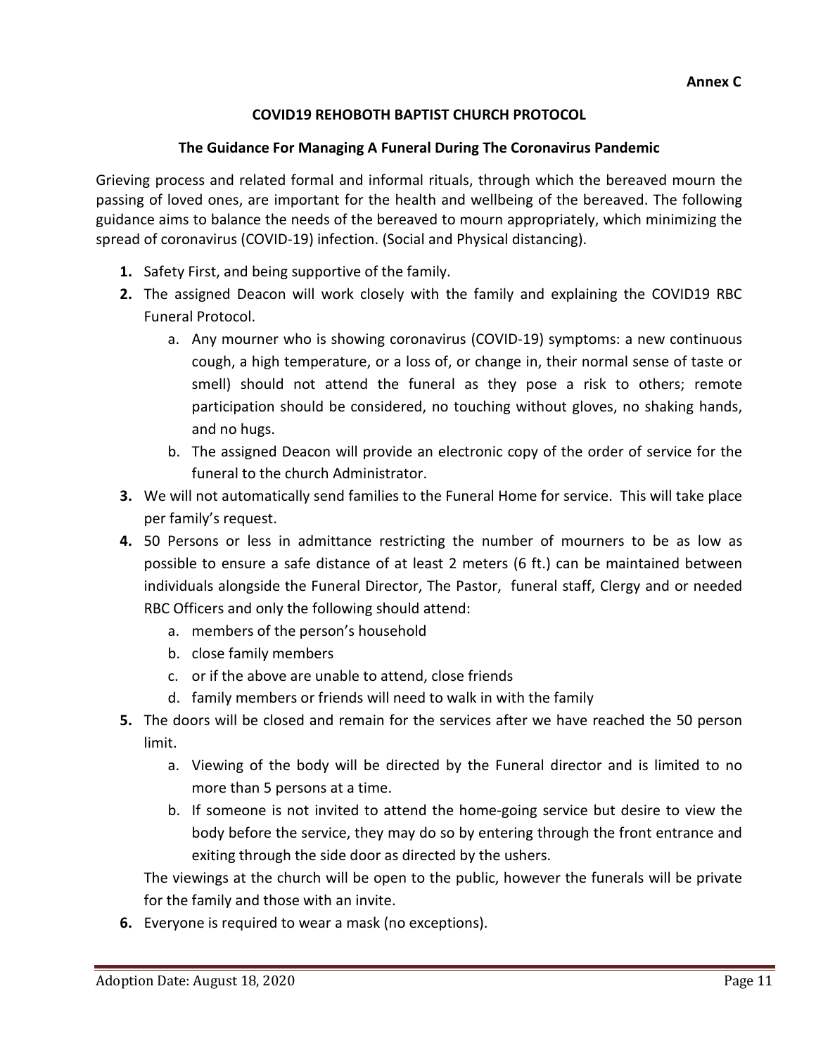**Annex C**

## COVID19 REHOBOTH BAPTIST CHURCH PROTOCOL

### The Guidance For Managing A Funeral During The Coronavirus Pandemic

Grieving process and related formal and informal rituals, through which the bereaved mourn the passing of loved ones, are important for the health and wellbeing of the bereaved. The following guidance aims to balance the needs of the bereaved to mourn appropriately, which minimizing the spread of coronavirus (COVID-19) infection. (Social and Physical distancing).

1. Safety First, and being supportive of the family.
2. The assigned Deacon will work closely with the family and explaining the COVID19 RBC Funeral Protocol.
    a. Any mourner who is showing coronavirus (COVID-19) symptoms: a new continuous cough, a high temperature, or a loss of, or change in, their normal sense of taste or smell) should not attend the funeral as they pose a risk to others; remote participation should be considered, no touching without gloves, no shaking hands, and no hugs.
    b. The assigned Deacon will provide an electronic copy of the order of service for the funeral to the church Administrator.
3. We will not automatically send families to the Funeral Home for service. This will take place per family's request.
4. 50 Persons or less in admittance restricting the number of mourners to be as low as possible to ensure a safe distance of at least 2 meters (6 ft.) can be maintained between individuals alongside the Funeral Director, The Pastor, funeral staff, Clergy and or needed RBC Officers and only the following should attend:
    a. members of the person's household
    b. close family members
    c. or if the above are unable to attend, close friends
    d. family members or friends will need to walk in with the family
5. The doors will be closed and remain for the services after we have reached the 50 person limit.
    a. Viewing of the body will be directed by the Funeral director and is limited to no more than 5 persons at a time.
    b. If someone is not invited to attend the home-going service but desire to view the body before the service, they may do so by entering through the front entrance and exiting through the side door as directed by the ushers.

    The viewings at the church will be open to the public, however the funerals will be private for the family and those with an invite.
6. Everyone is required to wear a mask (no exceptions).

Adoption Date: August 18, 2020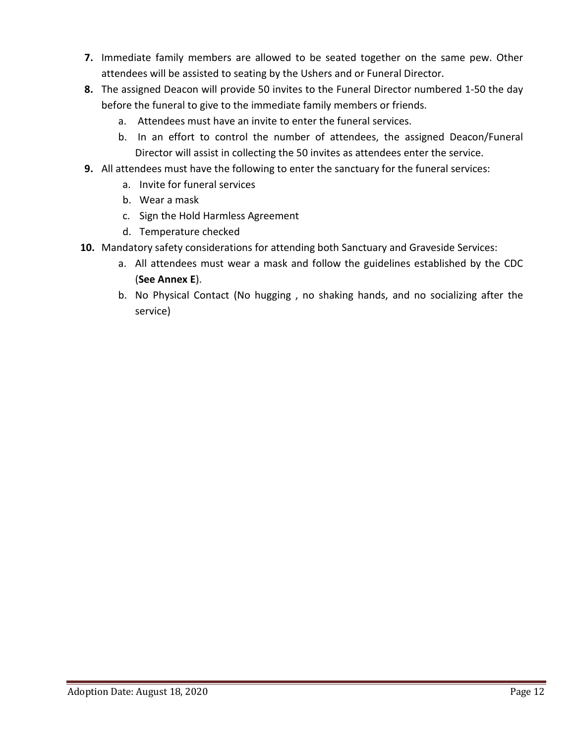7. Immediate family members are allowed to be seated together on the same pew. Other attendees will be assisted to seating by the Ushers and or Funeral Director.
8. The assigned Deacon will provide 50 invites to the Funeral Director numbered 1-50 the day before the funeral to give to the immediate family members or friends.
   a. Attendees must have an invite to enter the funeral services.
   b. In an effort to control the number of attendees, the assigned Deacon/Funeral Director will assist in collecting the 50 invites as attendees enter the service.
9. All attendees must have the following to enter the sanctuary for the funeral services:
   a. Invite for funeral services
   b. Wear a mask
   c. Sign the Hold Harmless Agreement
   d. Temperature checked
10. Mandatory safety considerations for attending both Sanctuary and Graveside Services:
    a. All attendees must wear a mask and follow the guidelines established by the CDC (**See Annex E**).
    b. No Physical Contact (No hugging , no shaking hands, and no socializing after the service)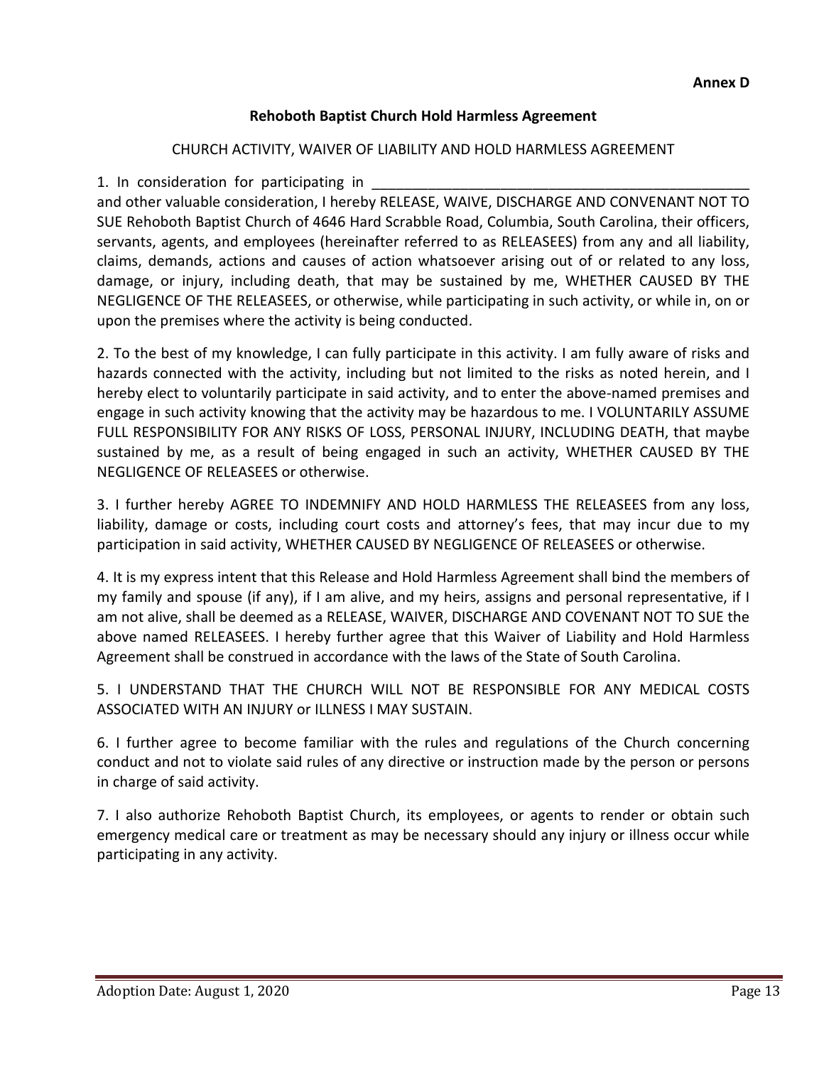**Annex D**

## Rehoboth Baptist Church Hold Harmless Agreement

CHURCH ACTIVITY, WAIVER OF LIABILITY AND HOLD HARMLESS AGREEMENT

1. In consideration for participating in ________________________________________________ and other valuable consideration, I hereby RELEASE, WAIVE, DISCHARGE AND CONVENANT NOT TO SUE Rehoboth Baptist Church of 4646 Hard Scrabble Road, Columbia, South Carolina, their officers, servants, agents, and employees (hereinafter referred to as RELEASEES) from any and all liability, claims, demands, actions and causes of action whatsoever arising out of or related to any loss, damage, or injury, including death, that may be sustained by me, WHETHER CAUSED BY THE NEGLIGENCE OF THE RELEASEES, or otherwise, while participating in such activity, or while in, on or upon the premises where the activity is being conducted.

2. To the best of my knowledge, I can fully participate in this activity. I am fully aware of risks and hazards connected with the activity, including but not limited to the risks as noted herein, and I hereby elect to voluntarily participate in said activity, and to enter the above-named premises and engage in such activity knowing that the activity may be hazardous to me. I VOLUNTARILY ASSUME FULL RESPONSIBILITY FOR ANY RISKS OF LOSS, PERSONAL INJURY, INCLUDING DEATH, that maybe sustained by me, as a result of being engaged in such an activity, WHETHER CAUSED BY THE NEGLIGENCE OF RELEASEES or otherwise.

3. I further hereby AGREE TO INDEMNIFY AND HOLD HARMLESS THE RELEASEES from any loss, liability, damage or costs, including court costs and attorney's fees, that may incur due to my participation in said activity, WHETHER CAUSED BY NEGLIGENCE OF RELEASEES or otherwise.

4. It is my express intent that this Release and Hold Harmless Agreement shall bind the members of my family and spouse (if any), if I am alive, and my heirs, assigns and personal representative, if I am not alive, shall be deemed as a RELEASE, WAIVER, DISCHARGE AND COVENANT NOT TO SUE the above named RELEASEES. I hereby further agree that this Waiver of Liability and Hold Harmless Agreement shall be construed in accordance with the laws of the State of South Carolina.

5. I UNDERSTAND THAT THE CHURCH WILL NOT BE RESPONSIBLE FOR ANY MEDICAL COSTS ASSOCIATED WITH AN INJURY or ILLNESS I MAY SUSTAIN.

6. I further agree to become familiar with the rules and regulations of the Church concerning conduct and not to violate said rules of any directive or instruction made by the person or persons in charge of said activity.

7. I also authorize Rehoboth Baptist Church, its employees, or agents to render or obtain such emergency medical care or treatment as may be necessary should any injury or illness occur while participating in any activity.

Adoption Date: August 1, 2020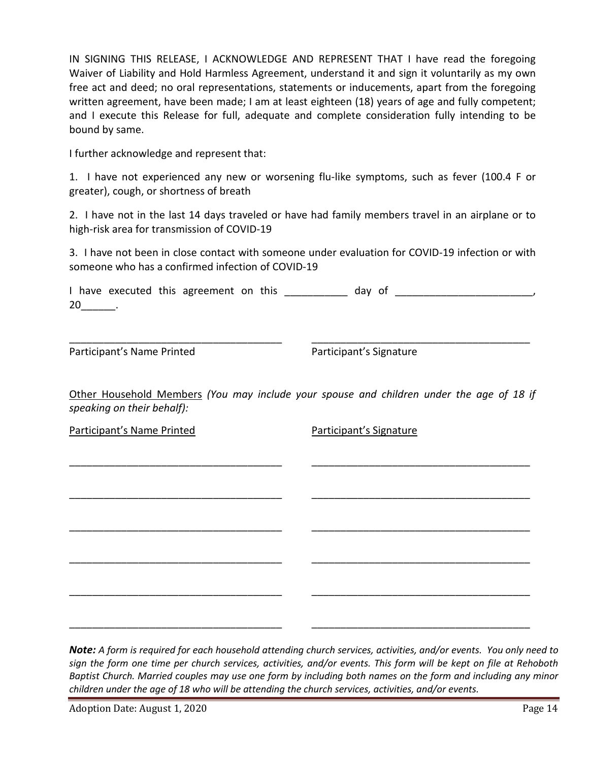IN SIGNING THIS RELEASE, I ACKNOWLEDGE AND REPRESENT THAT I have read the foregoing Waiver of Liability and Hold Harmless Agreement, understand it and sign it voluntarily as my own free act and deed; no oral representations, statements or inducements, apart from the foregoing written agreement, have been made; I am at least eighteen (18) years of age and fully competent; and I execute this Release for full, adequate and complete consideration fully intending to be bound by same.

I further acknowledge and represent that:

1. I have not experienced any new or worsening flu-like symptoms, such as fever (100.4 F or greater), cough, or shortness of breath

2. I have not in the last 14 days traveled or have had family members travel in an airplane or to high-risk area for transmission of COVID-19

3. I have not been in close contact with someone under evaluation for COVID-19 infection or with someone who has a confirmed infection of COVID-19

I have executed this agreement on this ___________ day of ________________________, 20______.

_____________________________________ _______________________________________

Participant's Name Printed Participant's Signature

<u>Other Household Members</u> *(You may include your spouse and children under the age of 18 if speaking on their behalf):*

| <u>Participant's Name Printed</u> | <u>Participant's Signature</u> |
| --- | --- |
| _____________________________________ | _______________________________________ |
| _____________________________________ | _______________________________________ |
| _____________________________________ | _______________________________________ |
| _____________________________________ | _______________________________________ |
| _____________________________________ | _______________________________________ |
| _____________________________________ | _______________________________________ |

***Note:*** *A form is required for each household attending church services, activities, and/or events. You only need to sign the form one time per church services, activities, and/or events. This form will be kept on file at Rehoboth Baptist Church. Married couples may use one form by including both names on the form and including any minor children under the age of 18 who will be attending the church services, activities, and/or events.*

Adoption Date: August 1, 2020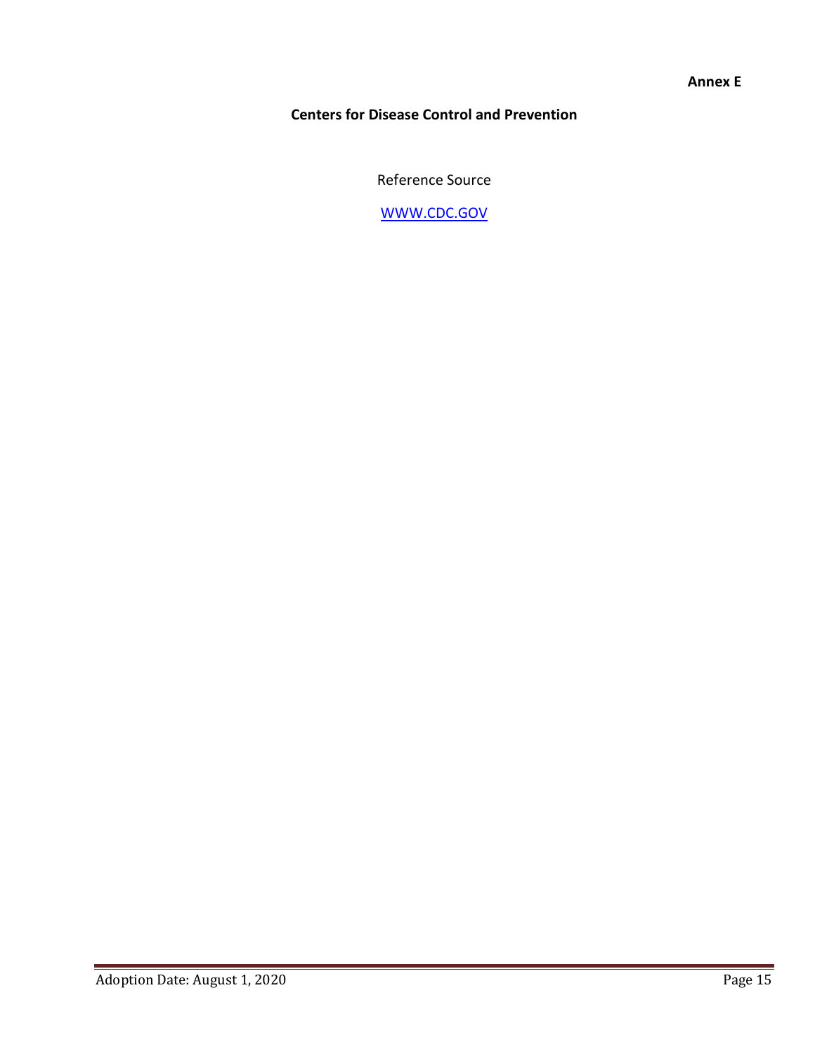**Annex E**

## Centers for Disease Control and Prevention

Reference Source

[WWW.CDC.GOV](http://WWW.CDC.GOV)

Adoption Date: August 1, 2020